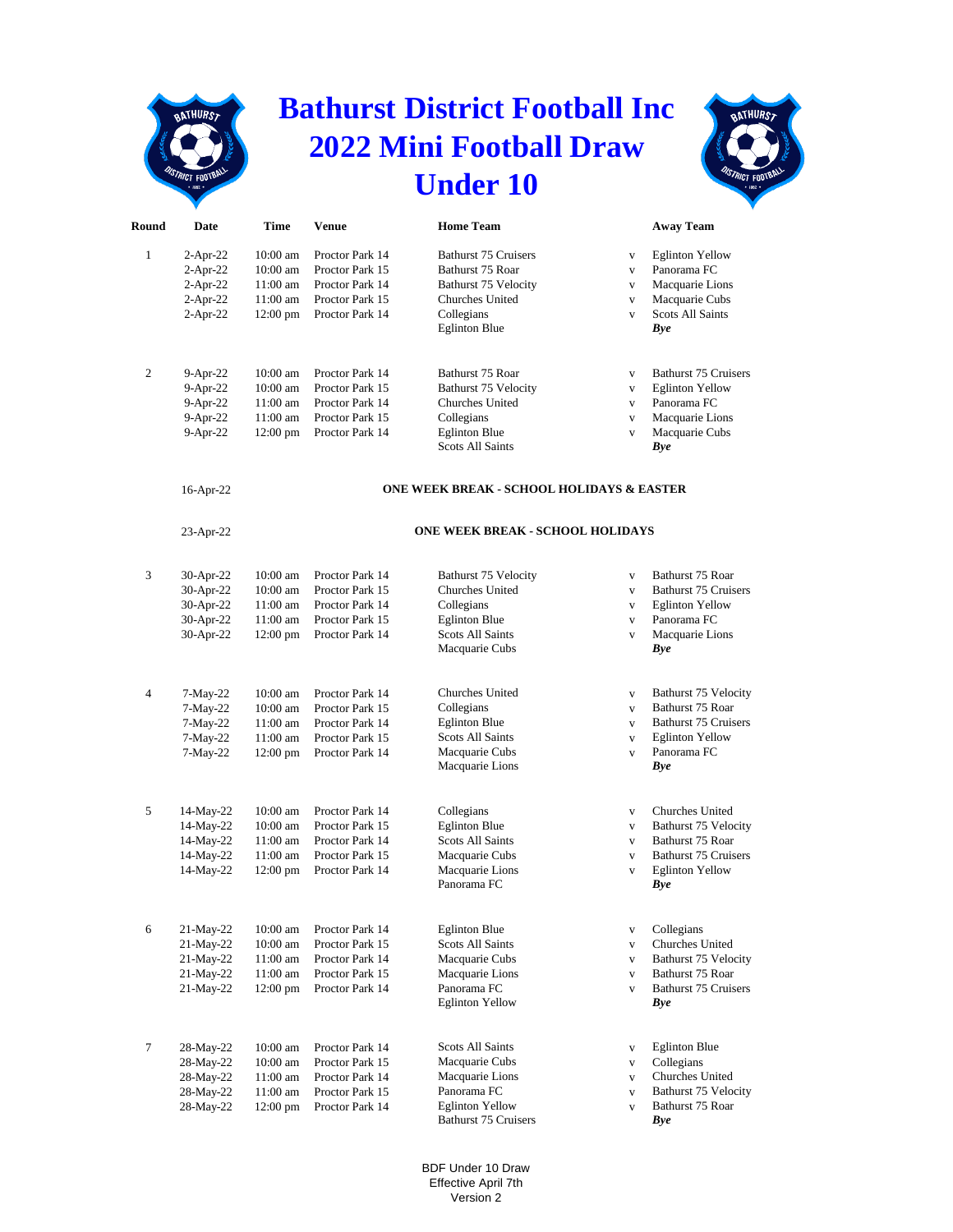# Bathurst District Football Inc
# 2022 Mini Football Draw
# Under 10

| Round | Date | Time | Venue | Home Team | | Away Team |
|---|---|---|---|---|---|---|
| 1 | 2-Apr-22 | 10:00 am | Proctor Park 14 | Bathurst 75 Cruisers | v | Eglinton Yellow |
| | 2-Apr-22 | 10:00 am | Proctor Park 15 | Bathurst 75 Roar | v | Panorama FC |
| | 2-Apr-22 | 11:00 am | Proctor Park 14 | Bathurst 75 Velocity | v | Macquarie Lions |
| | 2-Apr-22 | 11:00 am | Proctor Park 15 | Churches United | v | Macquarie Cubs |
| | 2-Apr-22 | 12:00 pm | Proctor Park 14 | Collegians | v | Scots All Saints |
| | | | | Eglinton Blue | | ***Bye*** |
| 2 | 9-Apr-22 | 10:00 am | Proctor Park 14 | Bathurst 75 Roar | v | Bathurst 75 Cruisers |
| | 9-Apr-22 | 10:00 am | Proctor Park 15 | Bathurst 75 Velocity | v | Eglinton Yellow |
| | 9-Apr-22 | 11:00 am | Proctor Park 14 | Churches United | v | Panorama FC |
| | 9-Apr-22 | 11:00 am | Proctor Park 15 | Collegians | v | Macquarie Lions |
| | 9-Apr-22 | 12:00 pm | Proctor Park 14 | Eglinton Blue | v | Macquarie Cubs |
| | | | | Scots All Saints | | ***Bye*** |
| | 16-Apr-22 | | | **ONE WEEK BREAK - SCHOOL HOLIDAYS & EASTER** | | |
| | 23-Apr-22 | | | **ONE WEEK BREAK - SCHOOL HOLIDAYS** | | |
| 3 | 30-Apr-22 | 10:00 am | Proctor Park 14 | Bathurst 75 Velocity | v | Bathurst 75 Roar |
| | 30-Apr-22 | 10:00 am | Proctor Park 15 | Churches United | v | Bathurst 75 Cruisers |
| | 30-Apr-22 | 11:00 am | Proctor Park 14 | Collegians | v | Eglinton Yellow |
| | 30-Apr-22 | 11:00 am | Proctor Park 15 | Eglinton Blue | v | Panorama FC |
| | 30-Apr-22 | 12:00 pm | Proctor Park 14 | Scots All Saints | v | Macquarie Lions |
| | | | | Macquarie Cubs | | ***Bye*** |
| 4 | 7-May-22 | 10:00 am | Proctor Park 14 | Churches United | v | Bathurst 75 Velocity |
| | 7-May-22 | 10:00 am | Proctor Park 15 | Collegians | v | Bathurst 75 Roar |
| | 7-May-22 | 11:00 am | Proctor Park 14 | Eglinton Blue | v | Bathurst 75 Cruisers |
| | 7-May-22 | 11:00 am | Proctor Park 15 | Scots All Saints | v | Eglinton Yellow |
| | 7-May-22 | 12:00 pm | Proctor Park 14 | Macquarie Cubs | v | Panorama FC |
| | | | | Macquarie Lions | | ***Bye*** |
| 5 | 14-May-22 | 10:00 am | Proctor Park 14 | Collegians | v | Churches United |
| | 14-May-22 | 10:00 am | Proctor Park 15 | Eglinton Blue | v | Bathurst 75 Velocity |
| | 14-May-22 | 11:00 am | Proctor Park 14 | Scots All Saints | v | Bathurst 75 Roar |
| | 14-May-22 | 11:00 am | Proctor Park 15 | Macquarie Cubs | v | Bathurst 75 Cruisers |
| | 14-May-22 | 12:00 pm | Proctor Park 14 | Macquarie Lions | v | Eglinton Yellow |
| | | | | Panorama FC | | ***Bye*** |
| 6 | 21-May-22 | 10:00 am | Proctor Park 14 | Eglinton Blue | v | Collegians |
| | 21-May-22 | 10:00 am | Proctor Park 15 | Scots All Saints | v | Churches United |
| | 21-May-22 | 11:00 am | Proctor Park 14 | Macquarie Cubs | v | Bathurst 75 Velocity |
| | 21-May-22 | 11:00 am | Proctor Park 15 | Macquarie Lions | v | Bathurst 75 Roar |
| | 21-May-22 | 12:00 pm | Proctor Park 14 | Panorama FC | v | Bathurst 75 Cruisers |
| | | | | Eglinton Yellow | | ***Bye*** |
| 7 | 28-May-22 | 10:00 am | Proctor Park 14 | Scots All Saints | v | Eglinton Blue |
| | 28-May-22 | 10:00 am | Proctor Park 15 | Macquarie Cubs | v | Collegians |
| | 28-May-22 | 11:00 am | Proctor Park 14 | Macquarie Lions | v | Churches United |
| | 28-May-22 | 11:00 am | Proctor Park 15 | Panorama FC | v | Bathurst 75 Velocity |
| | 28-May-22 | 12:00 pm | Proctor Park 14 | Eglinton Yellow | v | Bathurst 75 Roar |
| | | | | Bathurst 75 Cruisers | | ***Bye*** |

BDF Under 10 Draw
Effective April 7th
Version 2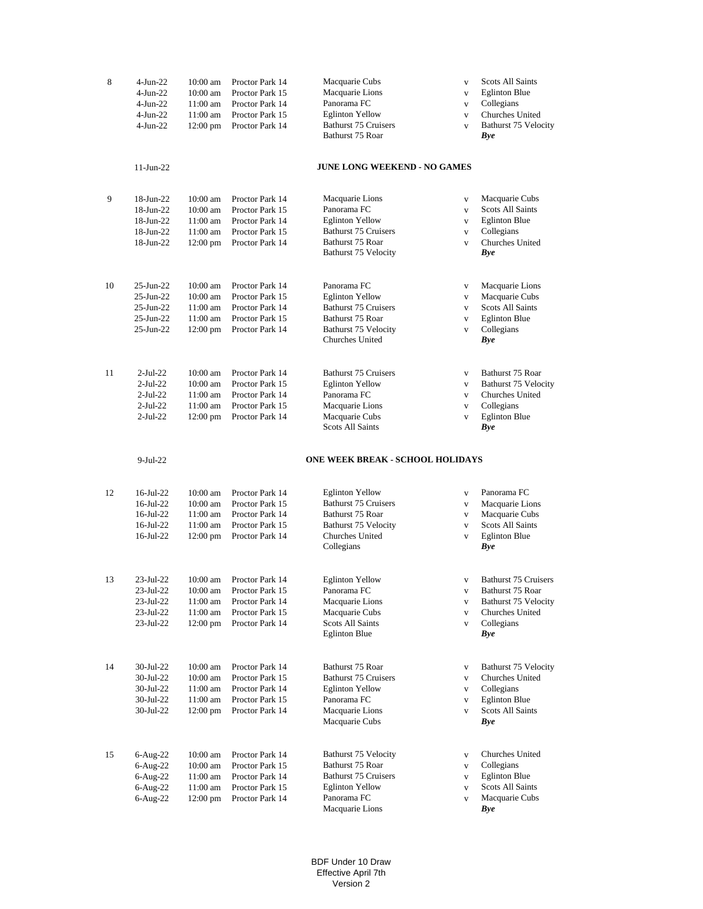| | | | | | | |
|---|---|---|---|---|---|---|
| 8 | 4-Jun-22 | 10:00 am | Proctor Park 14 | Macquarie Cubs | v | Scots All Saints |
| | 4-Jun-22 | 10:00 am | Proctor Park 15 | Macquarie Lions | v | Eglinton Blue |
| | 4-Jun-22 | 11:00 am | Proctor Park 14 | Panorama FC | v | Collegians |
| | 4-Jun-22 | 11:00 am | Proctor Park 15 | Eglinton Yellow | v | Churches United |
| | 4-Jun-22 | 12:00 pm | Proctor Park 14 | Bathurst 75 Cruisers | v | Bathurst 75 Velocity |
| | | | | Bathurst 75 Roar | | ***Bye*** |
| | 11-Jun-22 | | | **JUNE LONG WEEKEND - NO GAMES** | | |
| 9 | 18-Jun-22 | 10:00 am | Proctor Park 14 | Macquarie Lions | v | Macquarie Cubs |
| | 18-Jun-22 | 10:00 am | Proctor Park 15 | Panorama FC | v | Scots All Saints |
| | 18-Jun-22 | 11:00 am | Proctor Park 14 | Eglinton Yellow | v | Eglinton Blue |
| | 18-Jun-22 | 11:00 am | Proctor Park 15 | Bathurst 75 Cruisers | v | Collegians |
| | 18-Jun-22 | 12:00 pm | Proctor Park 14 | Bathurst 75 Roar | v | Churches United |
| | | | | Bathurst 75 Velocity | | ***Bye*** |
| 10 | 25-Jun-22 | 10:00 am | Proctor Park 14 | Panorama FC | v | Macquarie Lions |
| | 25-Jun-22 | 10:00 am | Proctor Park 15 | Eglinton Yellow | v | Macquarie Cubs |
| | 25-Jun-22 | 11:00 am | Proctor Park 14 | Bathurst 75 Cruisers | v | Scots All Saints |
| | 25-Jun-22 | 11:00 am | Proctor Park 15 | Bathurst 75 Roar | v | Eglinton Blue |
| | 25-Jun-22 | 12:00 pm | Proctor Park 14 | Bathurst 75 Velocity | v | Collegians |
| | | | | Churches United | | ***Bye*** |
| 11 | 2-Jul-22 | 10:00 am | Proctor Park 14 | Bathurst 75 Cruisers | v | Bathurst 75 Roar |
| | 2-Jul-22 | 10:00 am | Proctor Park 15 | Eglinton Yellow | v | Bathurst 75 Velocity |
| | 2-Jul-22 | 11:00 am | Proctor Park 14 | Panorama FC | v | Churches United |
| | 2-Jul-22 | 11:00 am | Proctor Park 15 | Macquarie Lions | v | Collegians |
| | 2-Jul-22 | 12:00 pm | Proctor Park 14 | Macquarie Cubs | v | Eglinton Blue |
| | | | | Scots All Saints | | ***Bye*** |
| | 9-Jul-22 | | | **ONE WEEK BREAK - SCHOOL HOLIDAYS** | | |
| 12 | 16-Jul-22 | 10:00 am | Proctor Park 14 | Eglinton Yellow | v | Panorama FC |
| | 16-Jul-22 | 10:00 am | Proctor Park 15 | Bathurst 75 Cruisers | v | Macquarie Lions |
| | 16-Jul-22 | 11:00 am | Proctor Park 14 | Bathurst 75 Roar | v | Macquarie Cubs |
| | 16-Jul-22 | 11:00 am | Proctor Park 15 | Bathurst 75 Velocity | v | Scots All Saints |
| | 16-Jul-22 | 12:00 pm | Proctor Park 14 | Churches United | v | Eglinton Blue |
| | | | | Collegians | | ***Bye*** |
| 13 | 23-Jul-22 | 10:00 am | Proctor Park 14 | Eglinton Yellow | v | Bathurst 75 Cruisers |
| | 23-Jul-22 | 10:00 am | Proctor Park 15 | Panorama FC | v | Bathurst 75 Roar |
| | 23-Jul-22 | 11:00 am | Proctor Park 14 | Macquarie Lions | v | Bathurst 75 Velocity |
| | 23-Jul-22 | 11:00 am | Proctor Park 15 | Macquarie Cubs | v | Churches United |
| | 23-Jul-22 | 12:00 pm | Proctor Park 14 | Scots All Saints | v | Collegians |
| | | | | Eglinton Blue | | ***Bye*** |
| 14 | 30-Jul-22 | 10:00 am | Proctor Park 14 | Bathurst 75 Roar | v | Bathurst 75 Velocity |
| | 30-Jul-22 | 10:00 am | Proctor Park 15 | Bathurst 75 Cruisers | v | Churches United |
| | 30-Jul-22 | 11:00 am | Proctor Park 14 | Eglinton Yellow | v | Collegians |
| | 30-Jul-22 | 11:00 am | Proctor Park 15 | Panorama FC | v | Eglinton Blue |
| | 30-Jul-22 | 12:00 pm | Proctor Park 14 | Macquarie Lions | v | Scots All Saints |
| | | | | Macquarie Cubs | | ***Bye*** |
| 15 | 6-Aug-22 | 10:00 am | Proctor Park 14 | Bathurst 75 Velocity | v | Churches United |
| | 6-Aug-22 | 10:00 am | Proctor Park 15 | Bathurst 75 Roar | v | Collegians |
| | 6-Aug-22 | 11:00 am | Proctor Park 14 | Bathurst 75 Cruisers | v | Eglinton Blue |
| | 6-Aug-22 | 11:00 am | Proctor Park 15 | Eglinton Yellow | v | Scots All Saints |
| | 6-Aug-22 | 12:00 pm | Proctor Park 14 | Panorama FC | v | Macquarie Cubs |
| | | | | Macquarie Lions | | ***Bye*** |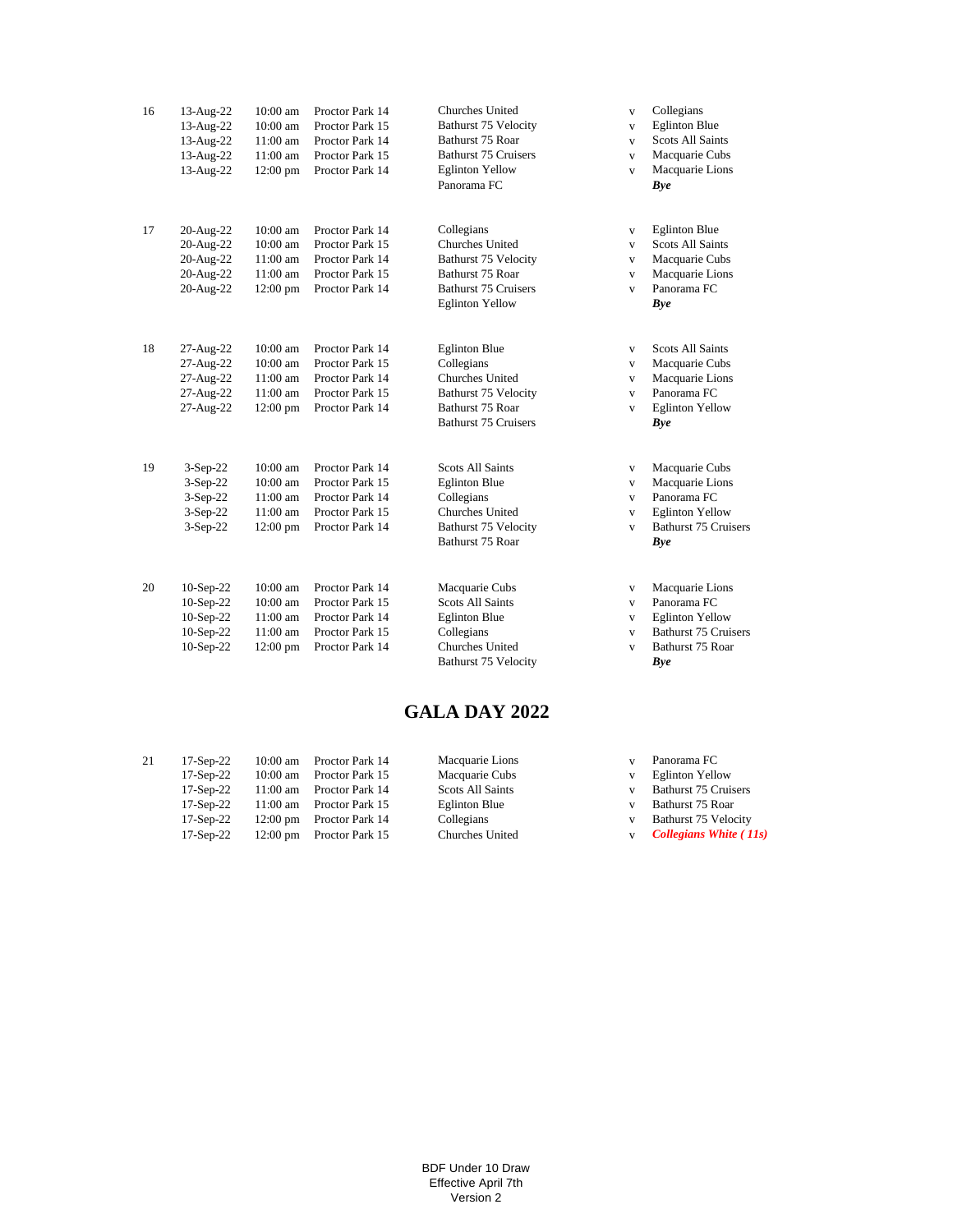| | | | | | | |
|---|---|---|---|---|---|---|
| 16 | 13-Aug-22 | 10:00 am | Proctor Park 14 | Churches United | v | Collegians |
| | 13-Aug-22 | 10:00 am | Proctor Park 15 | Bathurst 75 Velocity | v | Eglinton Blue |
| | 13-Aug-22 | 11:00 am | Proctor Park 14 | Bathurst 75 Roar | v | Scots All Saints |
| | 13-Aug-22 | 11:00 am | Proctor Park 15 | Bathurst 75 Cruisers | v | Macquarie Cubs |
| | 13-Aug-22 | 12:00 pm | Proctor Park 14 | Eglinton Yellow | v | Macquarie Lions |
| | | | | Panorama FC | | ***Bye*** |
| 17 | 20-Aug-22 | 10:00 am | Proctor Park 14 | Collegians | v | Eglinton Blue |
| | 20-Aug-22 | 10:00 am | Proctor Park 15 | Churches United | v | Scots All Saints |
| | 20-Aug-22 | 11:00 am | Proctor Park 14 | Bathurst 75 Velocity | v | Macquarie Cubs |
| | 20-Aug-22 | 11:00 am | Proctor Park 15 | Bathurst 75 Roar | v | Macquarie Lions |
| | 20-Aug-22 | 12:00 pm | Proctor Park 14 | Bathurst 75 Cruisers | v | Panorama FC |
| | | | | Eglinton Yellow | | ***Bye*** |
| 18 | 27-Aug-22 | 10:00 am | Proctor Park 14 | Eglinton Blue | v | Scots All Saints |
| | 27-Aug-22 | 10:00 am | Proctor Park 15 | Collegians | v | Macquarie Cubs |
| | 27-Aug-22 | 11:00 am | Proctor Park 14 | Churches United | v | Macquarie Lions |
| | 27-Aug-22 | 11:00 am | Proctor Park 15 | Bathurst 75 Velocity | v | Panorama FC |
| | 27-Aug-22 | 12:00 pm | Proctor Park 14 | Bathurst 75 Roar | v | Eglinton Yellow |
| | | | | Bathurst 75 Cruisers | | ***Bye*** |
| 19 | 3-Sep-22 | 10:00 am | Proctor Park 14 | Scots All Saints | v | Macquarie Cubs |
| | 3-Sep-22 | 10:00 am | Proctor Park 15 | Eglinton Blue | v | Macquarie Lions |
| | 3-Sep-22 | 11:00 am | Proctor Park 14 | Collegians | v | Panorama FC |
| | 3-Sep-22 | 11:00 am | Proctor Park 15 | Churches United | v | Eglinton Yellow |
| | 3-Sep-22 | 12:00 pm | Proctor Park 14 | Bathurst 75 Velocity | v | Bathurst 75 Cruisers |
| | | | | Bathurst 75 Roar | | ***Bye*** |
| 20 | 10-Sep-22 | 10:00 am | Proctor Park 14 | Macquarie Cubs | v | Macquarie Lions |
| | 10-Sep-22 | 10:00 am | Proctor Park 15 | Scots All Saints | v | Panorama FC |
| | 10-Sep-22 | 11:00 am | Proctor Park 14 | Eglinton Blue | v | Eglinton Yellow |
| | 10-Sep-22 | 11:00 am | Proctor Park 15 | Collegians | v | Bathurst 75 Cruisers |
| | 10-Sep-22 | 12:00 pm | Proctor Park 14 | Churches United | v | Bathurst 75 Roar |
| | | | | Bathurst 75 Velocity | | ***Bye*** |

## GALA DAY 2022

| | | | | | | |
|---|---|---|---|---|---|---|
| 21 | 17-Sep-22 | 10:00 am | Proctor Park 14 | Macquarie Lions | v | Panorama FC |
| | 17-Sep-22 | 10:00 am | Proctor Park 15 | Macquarie Cubs | v | Eglinton Yellow |
| | 17-Sep-22 | 11:00 am | Proctor Park 14 | Scots All Saints | v | Bathurst 75 Cruisers |
| | 17-Sep-22 | 11:00 am | Proctor Park 15 | Eglinton Blue | v | Bathurst 75 Roar |
| | 17-Sep-22 | 12:00 pm | Proctor Park 14 | Collegians | v | Bathurst 75 Velocity |
| | 17-Sep-22 | 12:00 pm | Proctor Park 15 | Churches United | v | ***Collegians White ( 11s)*** |

BDF Under 10 Draw
Effective April 7th
Version 2